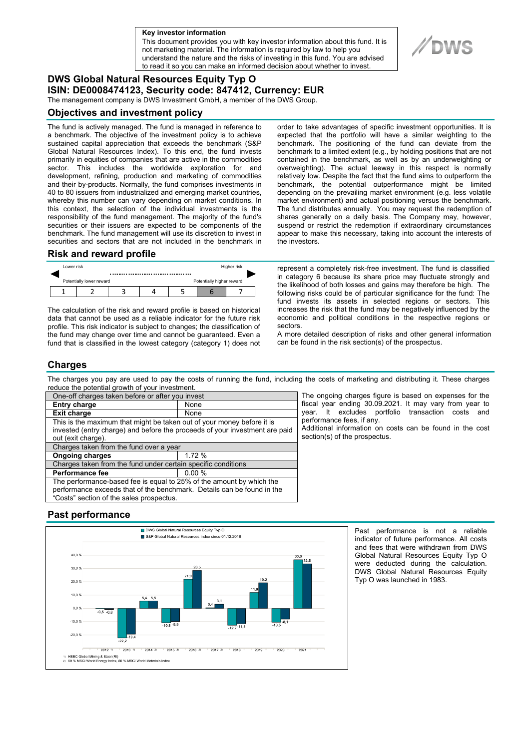**Key investor information**

This document provides you with key investor information about this fund. It is not marketing material. The information is required by law to help you understand the nature and the risks of investing in this fund. You are advised to read it so you can make an informed decision about whether to invest.

# DWS Global Natural Resources Equity Typ O

## ISIN: DE0008474123, Security code: 847412, Currency: EUR

The management company is DWS Investment GmbH, a member of the DWS Group.

## Objectives and investment policy

The fund is actively managed. The fund is managed in reference to a benchmark. The objective of the investment policy is to achieve sustained capital appreciation that exceeds the benchmark (S&P Global Natural Resources Index). To this end, the fund invests primarily in equities of companies that are active in the commodities sector. This includes the worldwide exploration for and development, refining, production and marketing of commodities and their by-products. Normally, the fund comprises investments in 40 to 80 issuers from industrialized and emerging market countries, whereby this number can vary depending on market conditions. In this context, the selection of the individual investments is the responsibility of the fund management. The majority of the fund's securities or their issuers are expected to be components of the benchmark. The fund management will use its discretion to invest in securities and sectors that are not included in the benchmark in order to take advantages of specific investment opportunities. It is expected that the portfolio will have a similar weighting to the benchmark. The positioning of the fund can deviate from the benchmark to a limited extent (e.g., by holding positions that are not contained in the benchmark, as well as by an underweighting or overweighting). The actual leeway in this respect is normally relatively low. Despite the fact that the fund aims to outperform the benchmark, the potential outperformance might be limited depending on the prevailing market environment (e.g. less volatile market environment) and actual positioning versus the benchmark. The fund distributes annually. You may request the redemption of shares generally on a daily basis. The Company may, however, suspend or restrict the redemption if extraordinary circumstances appear to make this necessary, taking into account the interests of the investors.

## Risk and reward profile

Lower risk — Higher risk

Potentially lower reward — Potentially higher reward

| 1 | 2 | 3 | 4 | 5 | **6** | 7 |
|---|---|---|---|---|---|---|

The calculation of the risk and reward profile is based on historical data that cannot be used as a reliable indicator for the future risk profile. This risk indicator is subject to changes; the classification of the fund may change over time and cannot be guaranteed. Even a fund that is classified in the lowest category (category 1) does not represent a completely risk-free investment. The fund is classified in category 6 because its share price may fluctuate strongly and the likelihood of both losses and gains may therefore be high. The following risks could be of particular significance for the fund: The fund invests its assets in selected regions or sectors. This increases the risk that the fund may be negatively influenced by the economic and political conditions in the respective regions or sectors.

A more detailed description of risks and other general information can be found in the risk section(s) of the prospectus.

## Charges

The charges you pay are used to pay the costs of running the fund, including the costs of marketing and distributing it. These charges reduce the potential growth of your investment.

| One-off charges taken before or after you invest | |
|---|---|
| **Entry charge** | None |
| **Exit charge** | None |
| This is the maximum that might be taken out of your money before it is invested (entry charge) and before the proceeds of your investment are paid out (exit charge). | |
| Charges taken from the fund over a year | |
| **Ongoing charges** | 1.72 % |
| Charges taken from the fund under certain specific conditions | |
| **Performance fee** | 0.00 % |
| The performance-based fee is equal to 25% of the amount by which the performance exceeds that of the benchmark. Details can be found in the "Costs" section of the sales prospectus. | |

The ongoing charges figure is based on expenses for the fiscal year ending 30.09.2021. It may vary from year to year. It excludes portfolio transaction costs and performance fees, if any.

Additional information on costs can be found in the cost section(s) of the prospectus.

## Past performance

| Year | DWS Global Natural Resources Equity Typ O | S&P Global Natural Resources Index since 01.12.2018 |
|---|---|---|
| 2012 [1] | -0,5 | -0,8 |
| 2013 [1] | -22,2 | -19,4 |
| 2014 [2] | 5,4 | 5,5 |
| 2015 [2] | -10,8 | -9,9 |
| 2016 [2] | 21,9 | 28,5 |
| 2017 [2] | 0,4 | 3,1 |
| 2018 | -12,7 | -11,5 |
| 2019 | 11,9 | 19,2 |
| 2020 | -10,5 | -8,1 |
| 2021 | 36,6 | 33,5 |

1) HSBC Global Mining & Steel (RI)
2) 50 % MSCI World Energy Index, 50 % MSCI World Materials Index

Past performance is not a reliable indicator of future performance. All costs and fees that were withdrawn from DWS Global Natural Resources Equity Typ O were deducted during the calculation. DWS Global Natural Resources Equity Typ O was launched in 1983.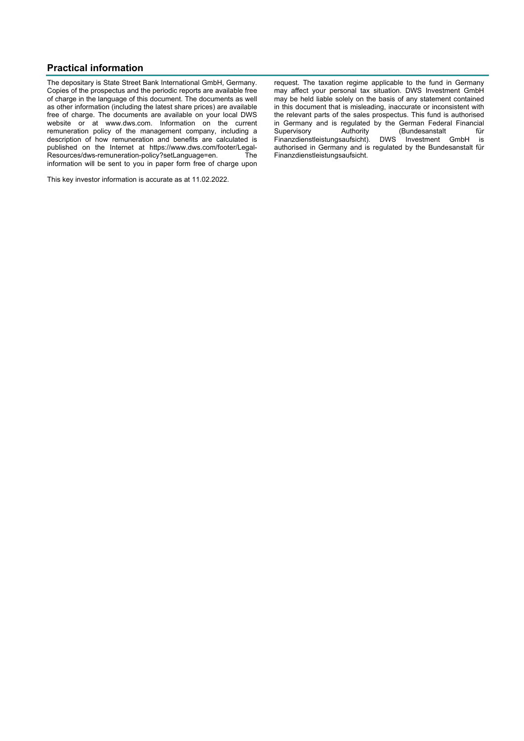## Practical information

The depositary is State Street Bank International GmbH, Germany. Copies of the prospectus and the periodic reports are available free of charge in the language of this document. The documents as well as other information (including the latest share prices) are available free of charge. The documents are available on your local DWS website or at www.dws.com. Information on the current remuneration policy of the management company, including a description of how remuneration and benefits are calculated is published on the Internet at https://www.dws.com/footer/Legal-Resources/dws-remuneration-policy?setLanguage=en. The information will be sent to you in paper form free of charge upon request. The taxation regime applicable to the fund in Germany may affect your personal tax situation. DWS Investment GmbH may be held liable solely on the basis of any statement contained in this document that is misleading, inaccurate or inconsistent with the relevant parts of the sales prospectus. This fund is authorised in Germany and is regulated by the German Federal Financial Supervisory Authority (Bundesanstalt für Finanzdienstleistungsaufsicht). DWS Investment GmbH is authorised in Germany and is regulated by the Bundesanstalt für Finanzdienstleistungsaufsicht.

This key investor information is accurate as at 11.02.2022.